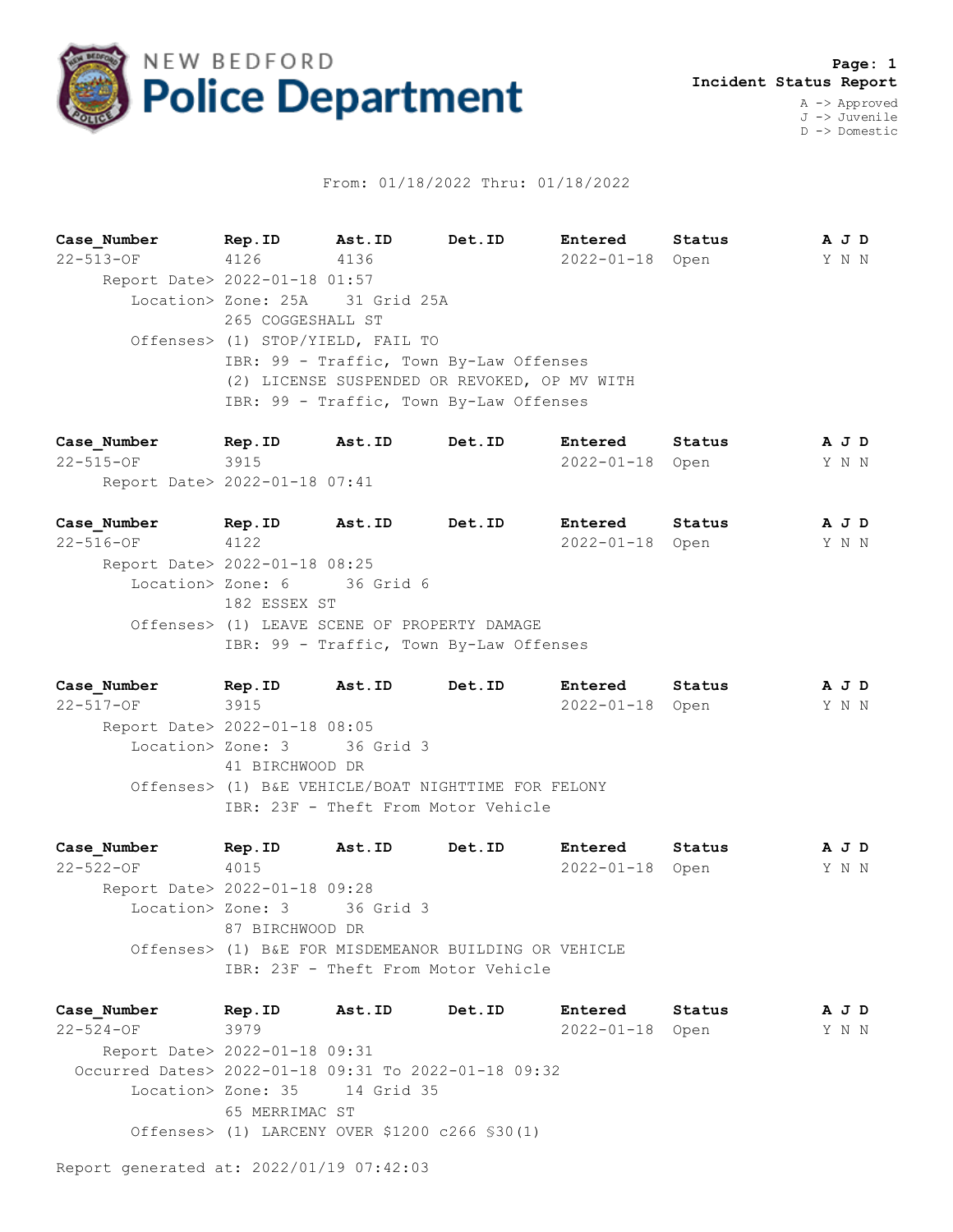NEW BEDFORD **Police Department**

**Page: 1**
**Incident Status Report**

A -> Approved
J -> Juvenile
D -> Domestic

From: 01/18/2022 Thru: 01/18/2022

| Case_Number | Rep.ID | Ast.ID | Det.ID | Entered | Status | A J D |
|---|---|---|---|---|---|---|
| 22-513-OF | 4126 | 4136 | | 2022-01-18 | Open | Y N N |

Report Date> 2022-01-18 01:57
Location> Zone: 25A 31 Grid 25A
265 COGGESHALL ST
Offenses> (1) STOP/YIELD, FAIL TO
IBR: 99 - Traffic, Town By-Law Offenses
(2) LICENSE SUSPENDED OR REVOKED, OP MV WITH
IBR: 99 - Traffic, Town By-Law Offenses

| Case_Number | Rep.ID | Ast.ID | Det.ID | Entered | Status | A J D |
|---|---|---|---|---|---|---|
| 22-515-OF | 3915 | | | 2022-01-18 | Open | Y N N |

Report Date> 2022-01-18 07:41

| Case_Number | Rep.ID | Ast.ID | Det.ID | Entered | Status | A J D |
|---|---|---|---|---|---|---|
| 22-516-OF | 4122 | | | 2022-01-18 | Open | Y N N |

Report Date> 2022-01-18 08:25
Location> Zone: 6 36 Grid 6
182 ESSEX ST
Offenses> (1) LEAVE SCENE OF PROPERTY DAMAGE
IBR: 99 - Traffic, Town By-Law Offenses

| Case_Number | Rep.ID | Ast.ID | Det.ID | Entered | Status | A J D |
|---|---|---|---|---|---|---|
| 22-517-OF | 3915 | | | 2022-01-18 | Open | Y N N |

Report Date> 2022-01-18 08:05
Location> Zone: 3 36 Grid 3
41 BIRCHWOOD DR
Offenses> (1) B&E VEHICLE/BOAT NIGHTTIME FOR FELONY
IBR: 23F - Theft From Motor Vehicle

| Case_Number | Rep.ID | Ast.ID | Det.ID | Entered | Status | A J D |
|---|---|---|---|---|---|---|
| 22-522-OF | 4015 | | | 2022-01-18 | Open | Y N N |

Report Date> 2022-01-18 09:28
Location> Zone: 3 36 Grid 3
87 BIRCHWOOD DR
Offenses> (1) B&E FOR MISDEMEANOR BUILDING OR VEHICLE
IBR: 23F - Theft From Motor Vehicle

| Case_Number | Rep.ID | Ast.ID | Det.ID | Entered | Status | A J D |
|---|---|---|---|---|---|---|
| 22-524-OF | 3979 | | | 2022-01-18 | Open | Y N N |

Report Date> 2022-01-18 09:31
Occurred Dates> 2022-01-18 09:31 To 2022-01-18 09:32
Location> Zone: 35 14 Grid 35
65 MERRIMAC ST
Offenses> (1) LARCENY OVER $1200 c266 §30(1)

Report generated at: 2022/01/19 07:42:03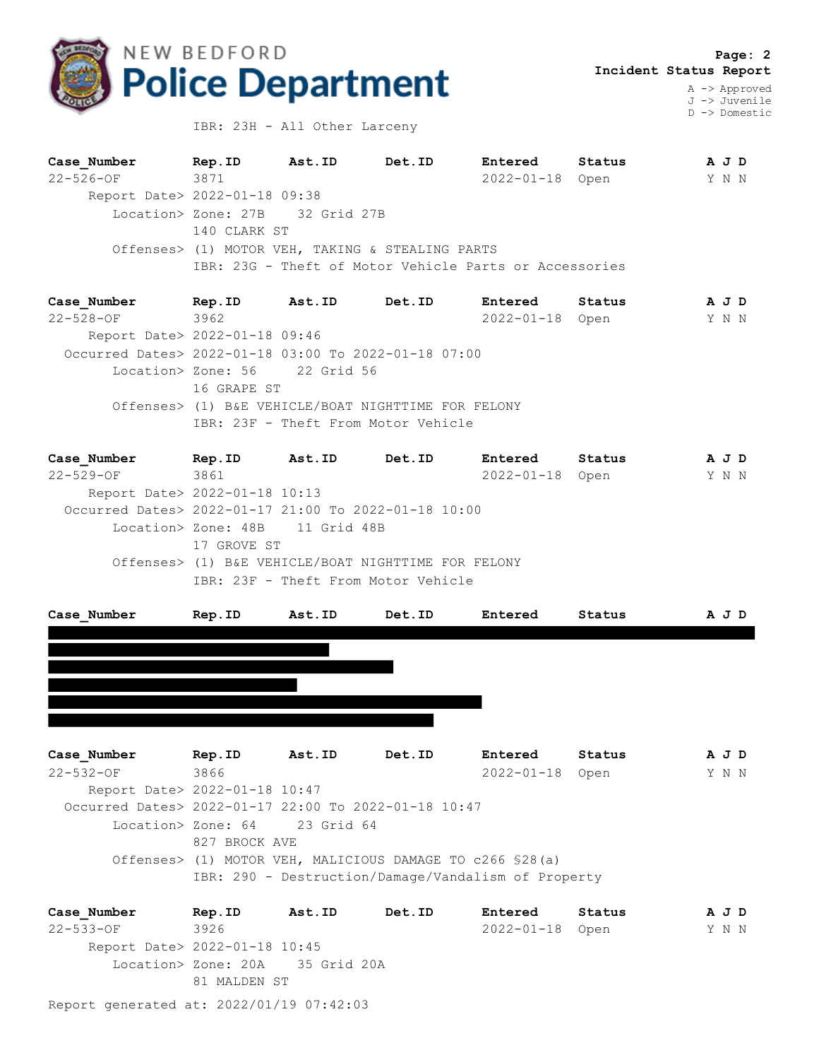**Incident Status Report**

A -> Approved
J -> Juvenile
D -> Domestic

IBR: 23H - All Other Larceny

| Case_Number | Rep.ID | Ast.ID | Det.ID | Entered | Status | A J D |
|---|---|---|---|---|---|---|
| 22-526-OF | 3871 | | | 2022-01-18 | Open | Y N N |

Report Date> 2022-01-18 09:38
Location> Zone: 27B 32 Grid 27B
140 CLARK ST
Offenses> (1) MOTOR VEH, TAKING & STEALING PARTS
IBR: 23G - Theft of Motor Vehicle Parts or Accessories

| Case_Number | Rep.ID | Ast.ID | Det.ID | Entered | Status | A J D |
|---|---|---|---|---|---|---|
| 22-528-OF | 3962 | | | 2022-01-18 | Open | Y N N |

Report Date> 2022-01-18 09:46
Occurred Dates> 2022-01-18 03:00 To 2022-01-18 07:00
Location> Zone: 56 22 Grid 56
16 GRAPE ST
Offenses> (1) B&E VEHICLE/BOAT NIGHTTIME FOR FELONY
IBR: 23F - Theft From Motor Vehicle

| Case_Number | Rep.ID | Ast.ID | Det.ID | Entered | Status | A J D |
|---|---|---|---|---|---|---|
| 22-529-OF | 3861 | | | 2022-01-18 | Open | Y N N |

Report Date> 2022-01-18 10:13
Occurred Dates> 2022-01-17 21:00 To 2022-01-18 10:00
Location> Zone: 48B 11 Grid 48B
17 GROVE ST
Offenses> (1) B&E VEHICLE/BOAT NIGHTTIME FOR FELONY
IBR: 23F - Theft From Motor Vehicle

| Case_Number | Rep.ID | Ast.ID | Det.ID | Entered | Status | A J D |
|---|---|---|---|---|---|---|
| [REDACTED] | | | | | | |

| Case_Number | Rep.ID | Ast.ID | Det.ID | Entered | Status | A J D |
|---|---|---|---|---|---|---|
| 22-532-OF | 3866 | | | 2022-01-18 | Open | Y N N |

Report Date> 2022-01-18 10:47
Occurred Dates> 2022-01-17 22:00 To 2022-01-18 10:47
Location> Zone: 64 23 Grid 64
827 BROCK AVE
Offenses> (1) MOTOR VEH, MALICIOUS DAMAGE TO c266 §28(a)
IBR: 290 - Destruction/Damage/Vandalism of Property

| Case_Number | Rep.ID | Ast.ID | Det.ID | Entered | Status | A J D |
|---|---|---|---|---|---|---|
| 22-533-OF | 3926 | | | 2022-01-18 | Open | Y N N |

Report Date> 2022-01-18 10:45
Location> Zone: 20A 35 Grid 20A
81 MALDEN ST

Report generated at: 2022/01/19 07:42:03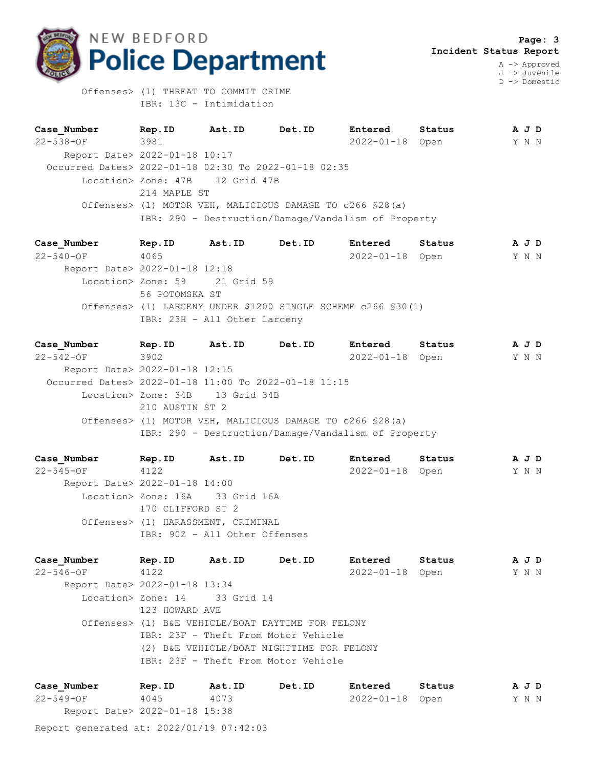Offenses> (1) THREAT TO COMMIT CRIME
IBR: 13C - Intimidation

| Case_Number | Rep.ID | Ast.ID | Det.ID | Entered | Status | A J D |
|---|---|---|---|---|---|---|
| 22-538-OF | 3981 | | | 2022-01-18 | Open | Y N N |

Report Date> 2022-01-18 10:17
Occurred Dates> 2022-01-18 02:30 To 2022-01-18 02:35
Location> Zone: 47B 12 Grid 47B
214 MAPLE ST
Offenses> (1) MOTOR VEH, MALICIOUS DAMAGE TO c266 §28(a)
IBR: 290 - Destruction/Damage/Vandalism of Property

| Case_Number | Rep.ID | Ast.ID | Det.ID | Entered | Status | A J D |
|---|---|---|---|---|---|---|
| 22-540-OF | 4065 | | | 2022-01-18 | Open | Y N N |

Report Date> 2022-01-18 12:18
Location> Zone: 59 21 Grid 59
56 POTOMSKA ST
Offenses> (1) LARCENY UNDER $1200 SINGLE SCHEME c266 §30(1)
IBR: 23H - All Other Larceny

| Case_Number | Rep.ID | Ast.ID | Det.ID | Entered | Status | A J D |
|---|---|---|---|---|---|---|
| 22-542-OF | 3902 | | | 2022-01-18 | Open | Y N N |

Report Date> 2022-01-18 12:15
Occurred Dates> 2022-01-18 11:00 To 2022-01-18 11:15
Location> Zone: 34B 13 Grid 34B
210 AUSTIN ST 2
Offenses> (1) MOTOR VEH, MALICIOUS DAMAGE TO c266 §28(a)
IBR: 290 - Destruction/Damage/Vandalism of Property

| Case_Number | Rep.ID | Ast.ID | Det.ID | Entered | Status | A J D |
|---|---|---|---|---|---|---|
| 22-545-OF | 4122 | | | 2022-01-18 | Open | Y N N |

Report Date> 2022-01-18 14:00
Location> Zone: 16A 33 Grid 16A
170 CLIFFORD ST 2
Offenses> (1) HARASSMENT, CRIMINAL
IBR: 90Z - All Other Offenses

| Case_Number | Rep.ID | Ast.ID | Det.ID | Entered | Status | A J D |
|---|---|---|---|---|---|---|
| 22-546-OF | 4122 | | | 2022-01-18 | Open | Y N N |

Report Date> 2022-01-18 13:34
Location> Zone: 14 33 Grid 14
123 HOWARD AVE
Offenses> (1) B&E VEHICLE/BOAT DAYTIME FOR FELONY
IBR: 23F - Theft From Motor Vehicle
(2) B&E VEHICLE/BOAT NIGHTTIME FOR FELONY
IBR: 23F - Theft From Motor Vehicle

| Case_Number | Rep.ID | Ast.ID | Det.ID | Entered | Status | A J D |
|---|---|---|---|---|---|---|
| 22-549-OF | 4045 | 4073 | | 2022-01-18 | Open | Y N N |

Report Date> 2022-01-18 15:38

Report generated at: 2022/01/19 07:42:03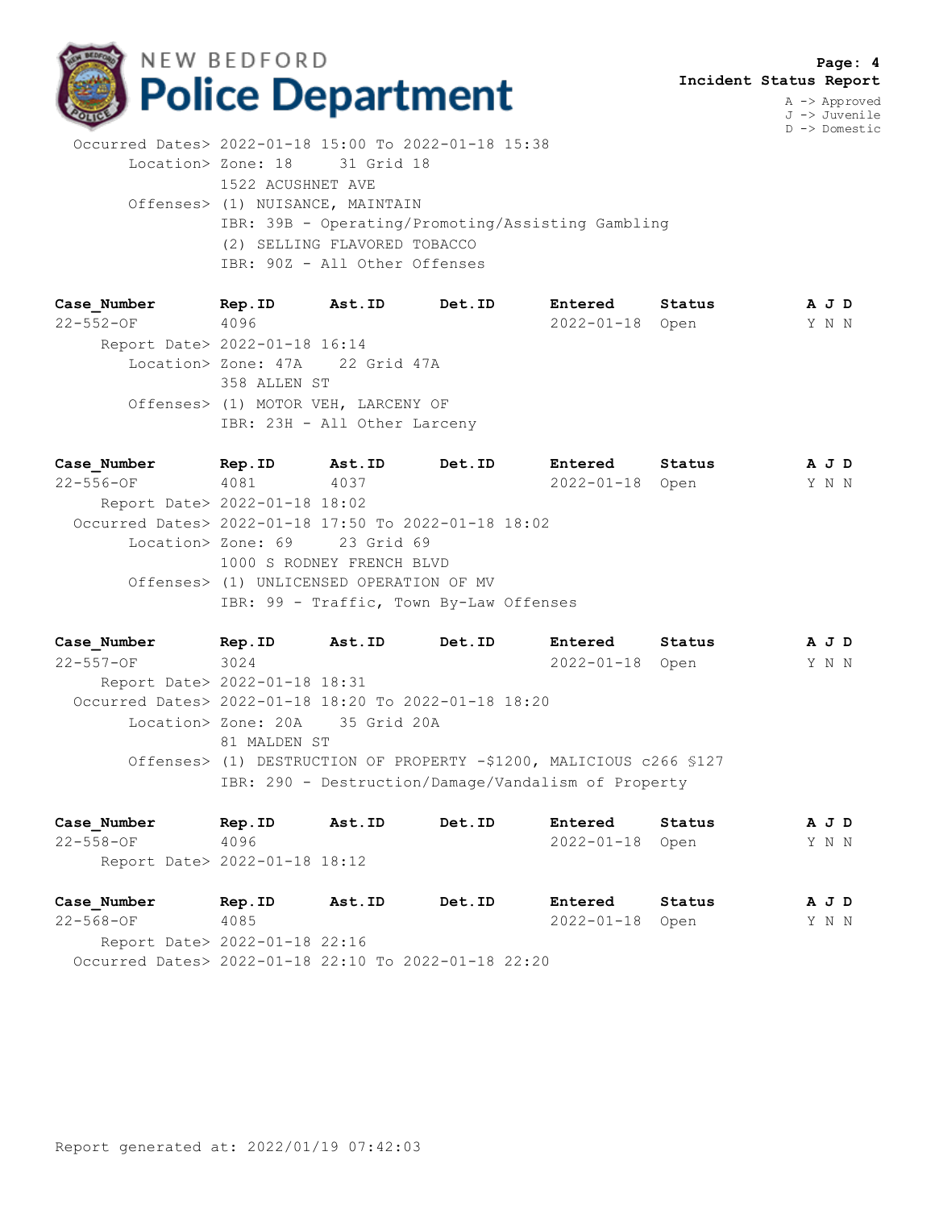**Incident Status Report**

A -> Approved
J -> Juvenile
D -> Domestic

Occurred Dates> 2022-01-18 15:00 To 2022-01-18 15:38
Location> Zone: 18 31 Grid 18
1522 ACUSHNET AVE
Offenses> (1) NUISANCE, MAINTAIN
IBR: 39B - Operating/Promoting/Assisting Gambling
(2) SELLING FLAVORED TOBACCO
IBR: 90Z - All Other Offenses

| Case_Number | Rep.ID | Ast.ID | Det.ID | Entered | Status | A | J | D |
|---|---|---|---|---|---|---|---|---|
| 22-552-OF | 4096 | | | 2022-01-18 | Open | Y | N | N |

Report Date> 2022-01-18 16:14
Location> Zone: 47A 22 Grid 47A
358 ALLEN ST
Offenses> (1) MOTOR VEH, LARCENY OF
IBR: 23H - All Other Larceny

| Case_Number | Rep.ID | Ast.ID | Det.ID | Entered | Status | A | J | D |
|---|---|---|---|---|---|---|---|---|
| 22-556-OF | 4081 | 4037 | | 2022-01-18 | Open | Y | N | N |

Report Date> 2022-01-18 18:02
Occurred Dates> 2022-01-18 17:50 To 2022-01-18 18:02
Location> Zone: 69 23 Grid 69
1000 S RODNEY FRENCH BLVD
Offenses> (1) UNLICENSED OPERATION OF MV
IBR: 99 - Traffic, Town By-Law Offenses

| Case_Number | Rep.ID | Ast.ID | Det.ID | Entered | Status | A | J | D |
|---|---|---|---|---|---|---|---|---|
| 22-557-OF | 3024 | | | 2022-01-18 | Open | Y | N | N |

Report Date> 2022-01-18 18:31
Occurred Dates> 2022-01-18 18:20 To 2022-01-18 18:20
Location> Zone: 20A 35 Grid 20A
81 MALDEN ST
Offenses> (1) DESTRUCTION OF PROPERTY -$1200, MALICIOUS c266 §127
IBR: 290 - Destruction/Damage/Vandalism of Property

| Case_Number | Rep.ID | Ast.ID | Det.ID | Entered | Status | A | J | D |
|---|---|---|---|---|---|---|---|---|
| 22-558-OF | 4096 | | | 2022-01-18 | Open | Y | N | N |

Report Date> 2022-01-18 18:12

| Case_Number | Rep.ID | Ast.ID | Det.ID | Entered | Status | A | J | D |
|---|---|---|---|---|---|---|---|---|
| 22-568-OF | 4085 | | | 2022-01-18 | Open | Y | N | N |

Report Date> 2022-01-18 22:16
Occurred Dates> 2022-01-18 22:10 To 2022-01-18 22:20

Report generated at: 2022/01/19 07:42:03